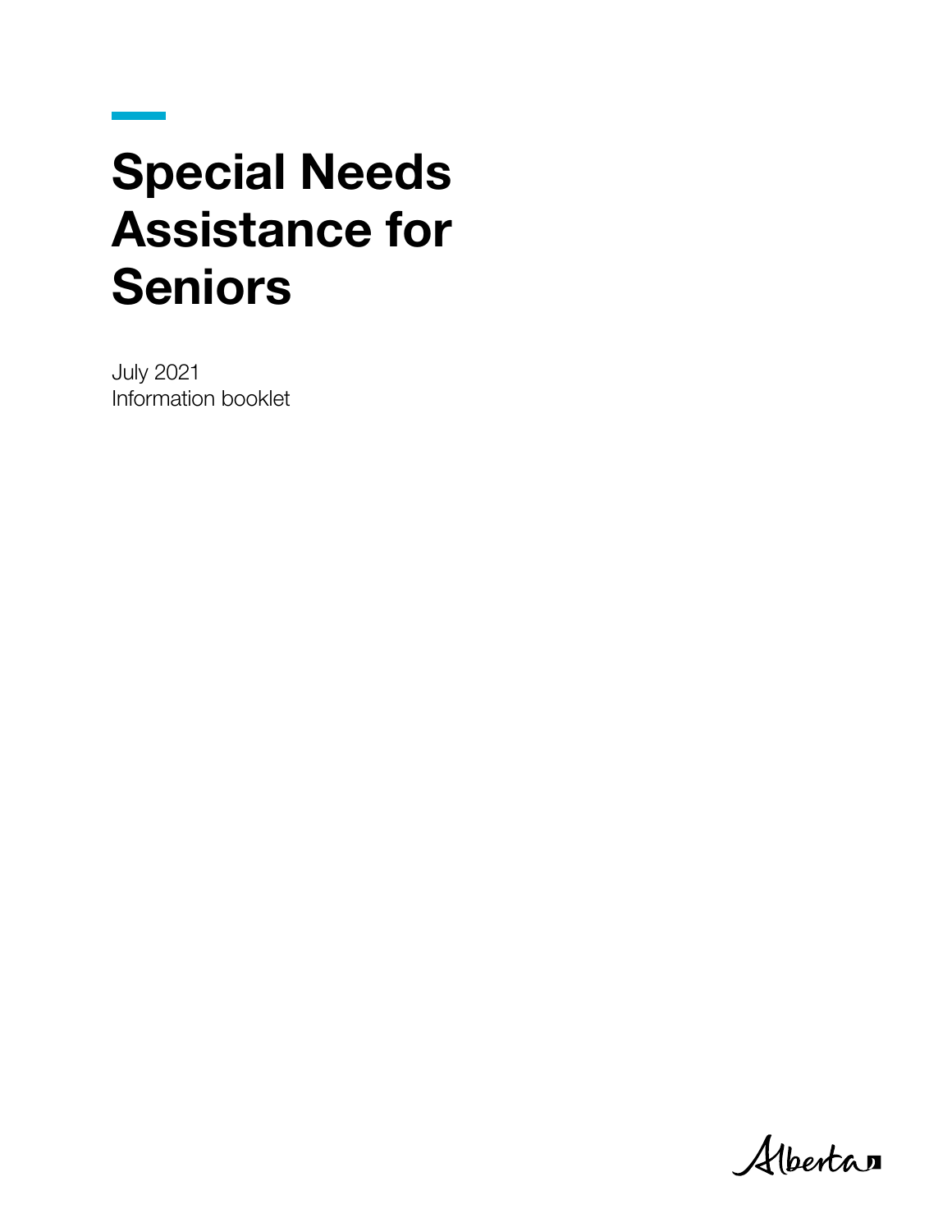# Special Needs Assistance for Seniors

July 2021
Information booklet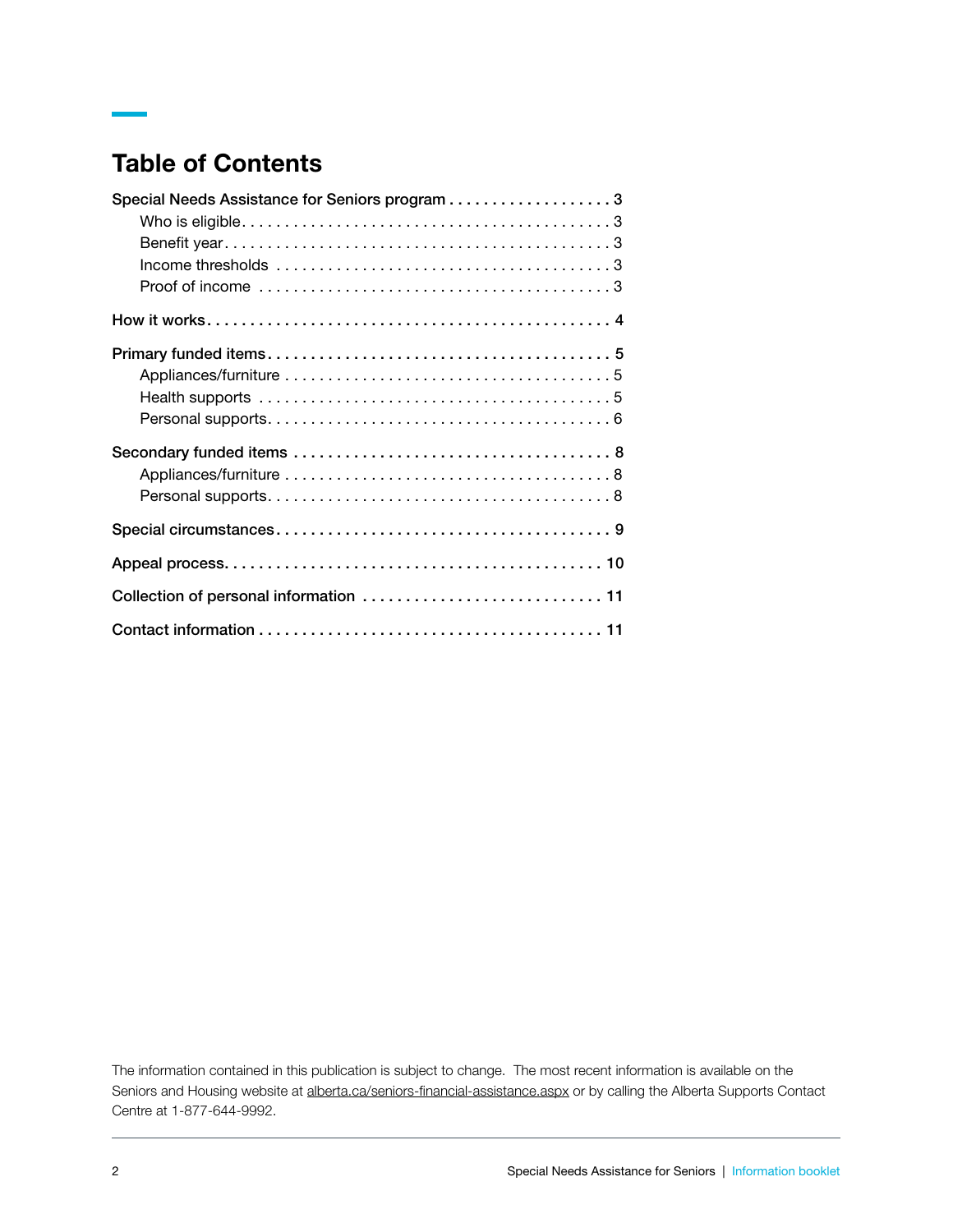# Table of Contents

Special Needs Assistance for Seniors program . . . . . . . . . . . . . . . . . . . 3
- Who is eligible . . . . . . . . . . . . . . . . . . . . . . . . . . . . . . . . . . . . . . . . . . 3
- Benefit year . . . . . . . . . . . . . . . . . . . . . . . . . . . . . . . . . . . . . . . . . . . . 3
- Income thresholds . . . . . . . . . . . . . . . . . . . . . . . . . . . . . . . . . . . . . . 3
- Proof of income . . . . . . . . . . . . . . . . . . . . . . . . . . . . . . . . . . . . . . . . 3

How it works . . . . . . . . . . . . . . . . . . . . . . . . . . . . . . . . . . . . . . . . . . . . . . 4

Primary funded items . . . . . . . . . . . . . . . . . . . . . . . . . . . . . . . . . . . . . . 5
- Appliances/furniture . . . . . . . . . . . . . . . . . . . . . . . . . . . . . . . . . . . . 5
- Health supports . . . . . . . . . . . . . . . . . . . . . . . . . . . . . . . . . . . . . . . . 5
- Personal supports . . . . . . . . . . . . . . . . . . . . . . . . . . . . . . . . . . . . . . . 6

Secondary funded items . . . . . . . . . . . . . . . . . . . . . . . . . . . . . . . . . . . . 8
- Appliances/furniture . . . . . . . . . . . . . . . . . . . . . . . . . . . . . . . . . . . . 8
- Personal supports . . . . . . . . . . . . . . . . . . . . . . . . . . . . . . . . . . . . . . . 8

Special circumstances . . . . . . . . . . . . . . . . . . . . . . . . . . . . . . . . . . . . . . 9

Appeal process . . . . . . . . . . . . . . . . . . . . . . . . . . . . . . . . . . . . . . . . . . . 10

Collection of personal information . . . . . . . . . . . . . . . . . . . . . . . . . . . 11

Contact information . . . . . . . . . . . . . . . . . . . . . . . . . . . . . . . . . . . . . . . 11

The information contained in this publication is subject to change. The most recent information is available on the Seniors and Housing website at alberta.ca/seniors-financial-assistance.aspx or by calling the Alberta Supports Contact Centre at 1-877-644-9992.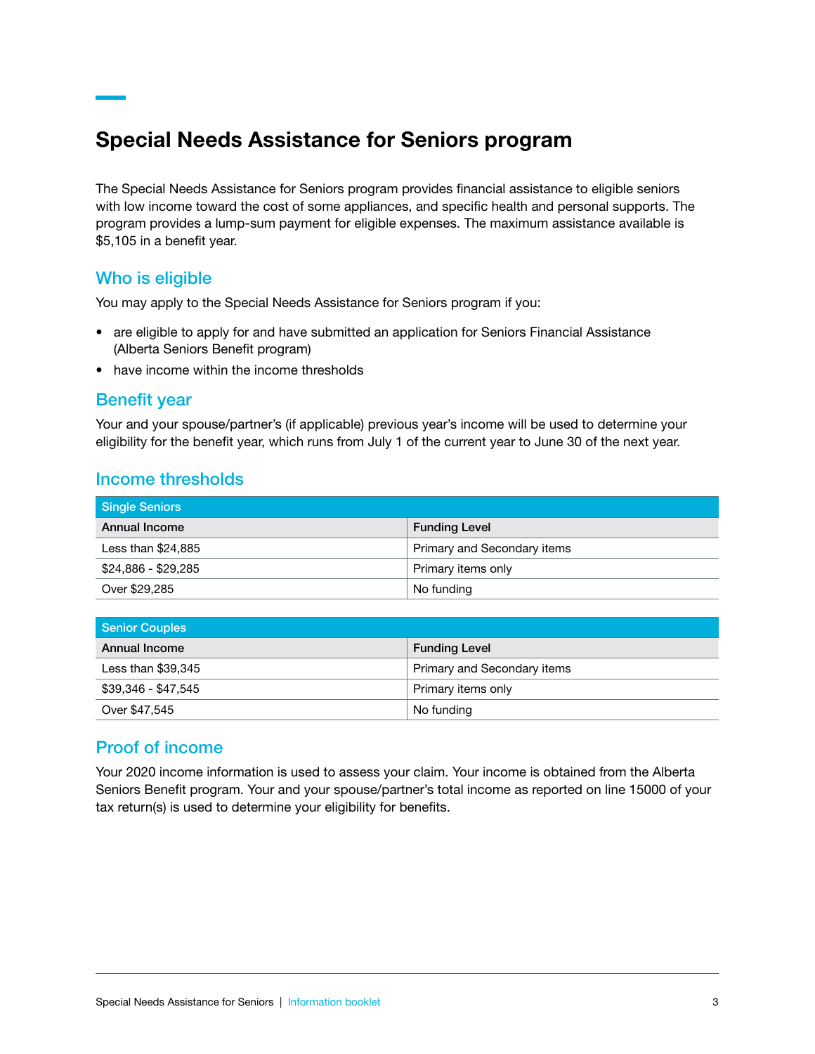# Special Needs Assistance for Seniors program

The Special Needs Assistance for Seniors program provides financial assistance to eligible seniors with low income toward the cost of some appliances, and specific health and personal supports. The program provides a lump-sum payment for eligible expenses. The maximum assistance available is $5,105 in a benefit year.

## Who is eligible

You may apply to the Special Needs Assistance for Seniors program if you:

- are eligible to apply for and have submitted an application for Seniors Financial Assistance (Alberta Seniors Benefit program)
- have income within the income thresholds

## Benefit year

Your and your spouse/partner's (if applicable) previous year's income will be used to determine your eligibility for the benefit year, which runs from July 1 of the current year to June 30 of the next year.

## Income thresholds

| Single Seniors | |
|---|---|
| **Annual Income** | **Funding Level** |
| Less than $24,885 | Primary and Secondary items |
| $24,886 - $29,285 | Primary items only |
| Over $29,285 | No funding |

| Senior Couples | |
|---|---|
| **Annual Income** | **Funding Level** |
| Less than $39,345 | Primary and Secondary items |
| $39,346 - $47,545 | Primary items only |
| Over $47,545 | No funding |

## Proof of income

Your 2020 income information is used to assess your claim. Your income is obtained from the Alberta Seniors Benefit program. Your and your spouse/partner's total income as reported on line 15000 of your tax return(s) is used to determine your eligibility for benefits.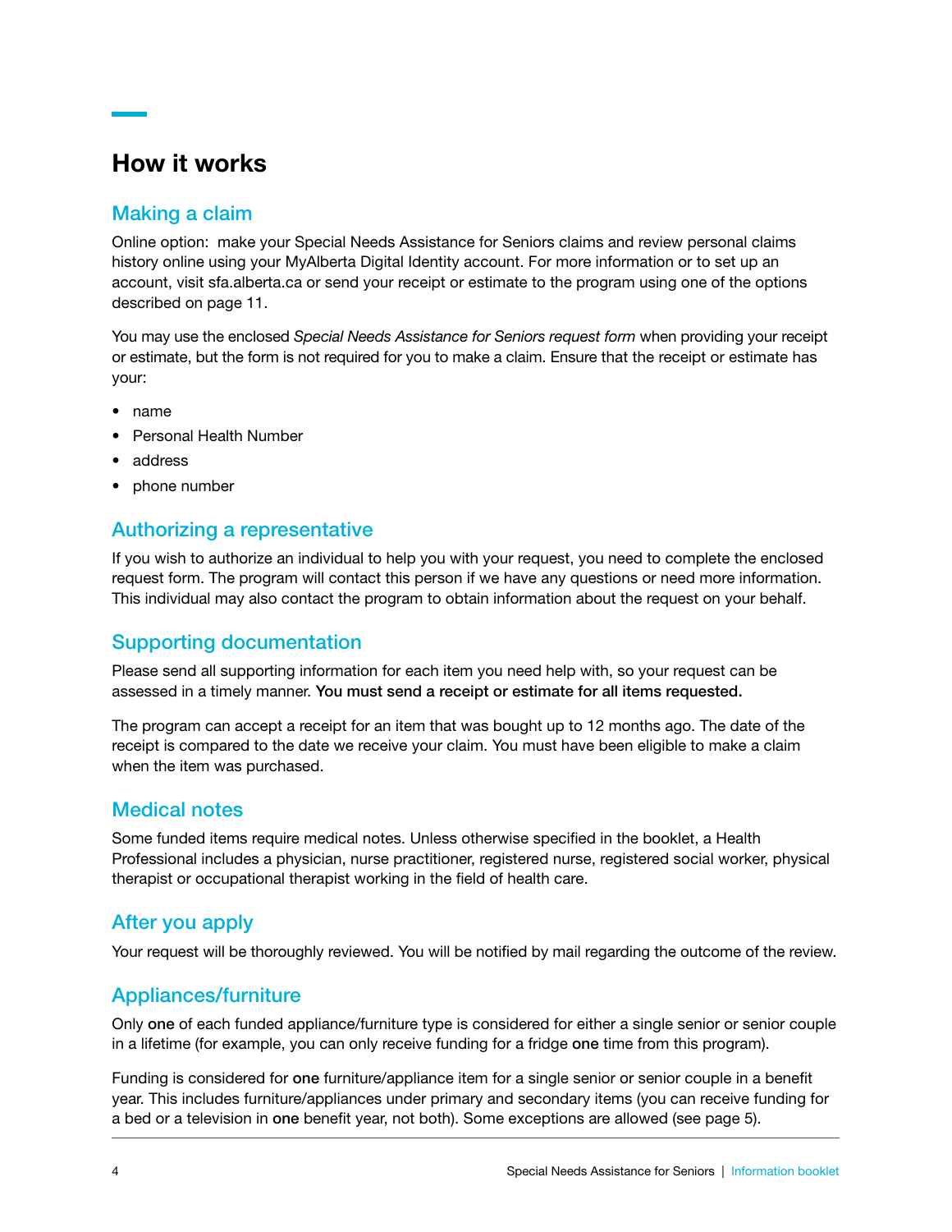# How it works

## Making a claim

Online option: make your Special Needs Assistance for Seniors claims and review personal claims history online using your MyAlberta Digital Identity account. For more information or to set up an account, visit sfa.alberta.ca or send your receipt or estimate to the program using one of the options described on page 11.

You may use the enclosed *Special Needs Assistance for Seniors request form* when providing your receipt or estimate, but the form is not required for you to make a claim. Ensure that the receipt or estimate has your:

- name
- Personal Health Number
- address
- phone number

## Authorizing a representative

If you wish to authorize an individual to help you with your request, you need to complete the enclosed request form. The program will contact this person if we have any questions or need more information. This individual may also contact the program to obtain information about the request on your behalf.

## Supporting documentation

Please send all supporting information for each item you need help with, so your request can be assessed in a timely manner. **You must send a receipt or estimate for all items requested.**

The program can accept a receipt for an item that was bought up to 12 months ago. The date of the receipt is compared to the date we receive your claim. You must have been eligible to make a claim when the item was purchased.

## Medical notes

Some funded items require medical notes. Unless otherwise specified in the booklet, a Health Professional includes a physician, nurse practitioner, registered nurse, registered social worker, physical therapist or occupational therapist working in the field of health care.

## After you apply

Your request will be thoroughly reviewed. You will be notified by mail regarding the outcome of the review.

## Appliances/furniture

Only **one** of each funded appliance/furniture type is considered for either a single senior or senior couple in a lifetime (for example, you can only receive funding for a fridge **one** time from this program).

Funding is considered for **one** furniture/appliance item for a single senior or senior couple in a benefit year. This includes furniture/appliances under primary and secondary items (you can receive funding for a bed or a television in **one** benefit year, not both). Some exceptions are allowed (see page 5).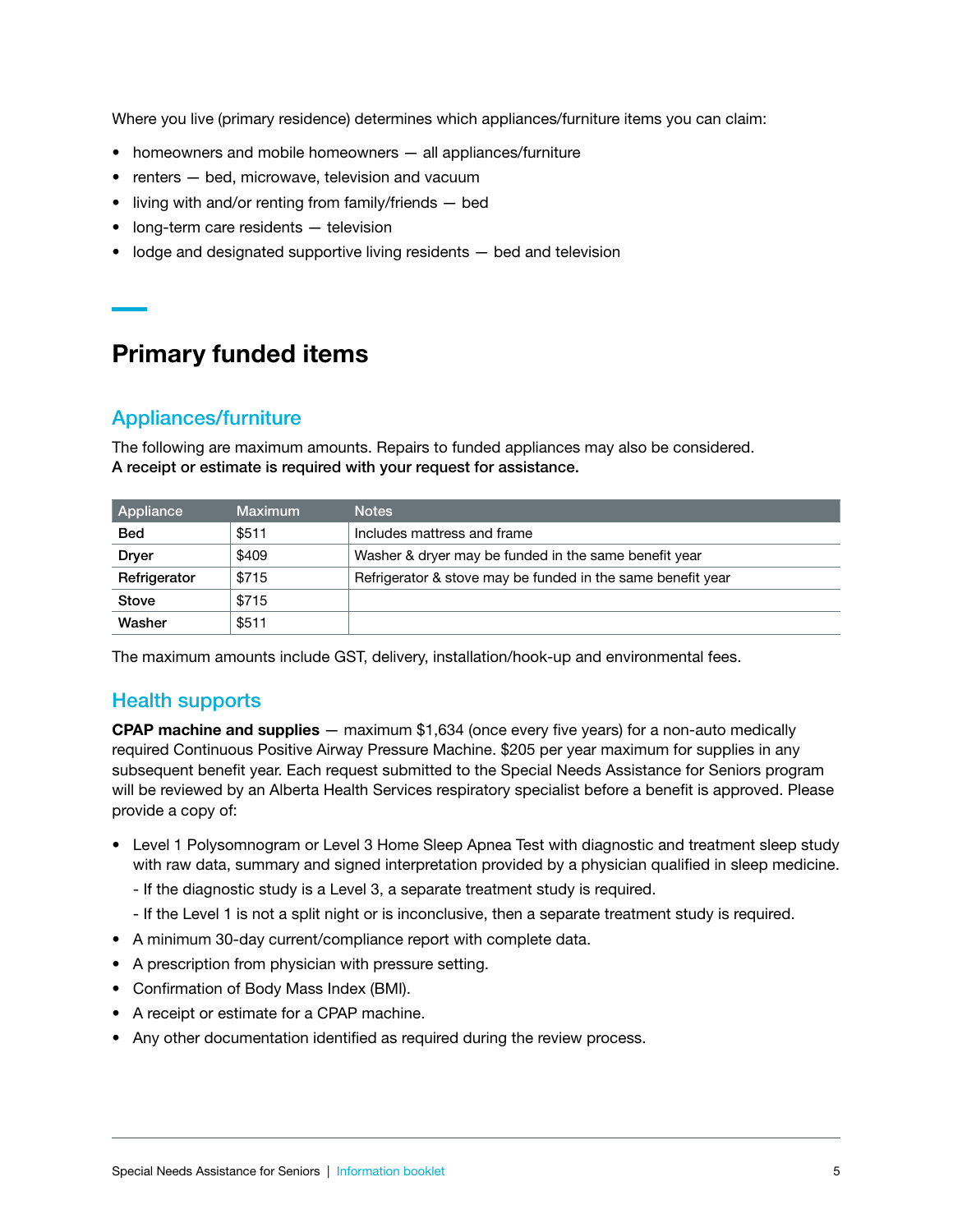Where you live (primary residence) determines which appliances/furniture items you can claim:

- homeowners and mobile homeowners — all appliances/furniture
- renters — bed, microwave, television and vacuum
- living with and/or renting from family/friends — bed
- long-term care residents — television
- lodge and designated supportive living residents — bed and television

## Primary funded items

### Appliances/furniture

The following are maximum amounts. Repairs to funded appliances may also be considered.
**A receipt or estimate is required with your request for assistance.**

| Appliance | Maximum | Notes |
|---|---|---|
| **Bed** | $511 | Includes mattress and frame |
| **Dryer** | $409 | Washer & dryer may be funded in the same benefit year |
| **Refrigerator** | $715 | Refrigerator & stove may be funded in the same benefit year |
| **Stove** | $715 | |
| **Washer** | $511 | |

The maximum amounts include GST, delivery, installation/hook-up and environmental fees.

### Health supports

**CPAP machine and supplies** — maximum $1,634 (once every five years) for a non-auto medically required Continuous Positive Airway Pressure Machine. $205 per year maximum for supplies in any subsequent benefit year. Each request submitted to the Special Needs Assistance for Seniors program will be reviewed by an Alberta Health Services respiratory specialist before a benefit is approved. Please provide a copy of:

- Level 1 Polysomnogram or Level 3 Home Sleep Apnea Test with diagnostic and treatment sleep study with raw data, summary and signed interpretation provided by a physician qualified in sleep medicine.
  - If the diagnostic study is a Level 3, a separate treatment study is required.
  - If the Level 1 is not a split night or is inconclusive, then a separate treatment study is required.
- A minimum 30-day current/compliance report with complete data.
- A prescription from physician with pressure setting.
- Confirmation of Body Mass Index (BMI).
- A receipt or estimate for a CPAP machine.
- Any other documentation identified as required during the review process.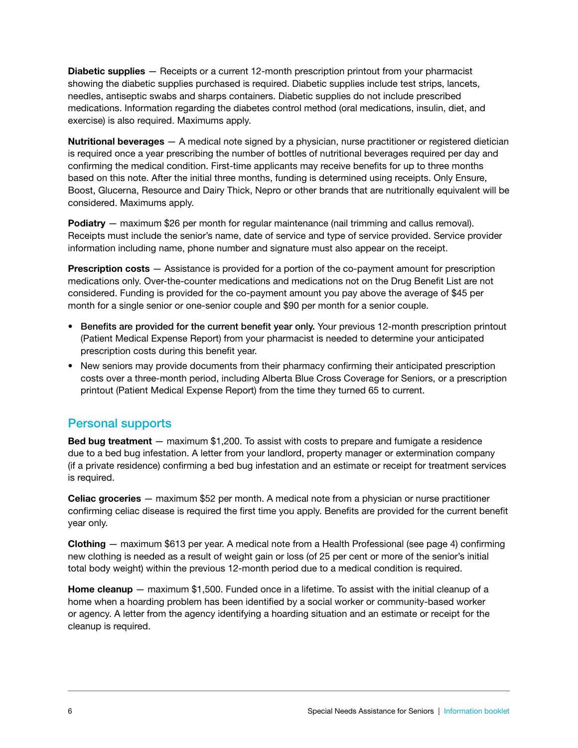**Diabetic supplies** — Receipts or a current 12-month prescription printout from your pharmacist showing the diabetic supplies purchased is required. Diabetic supplies include test strips, lancets, needles, antiseptic swabs and sharps containers. Diabetic supplies do not include prescribed medications. Information regarding the diabetes control method (oral medications, insulin, diet, and exercise) is also required. Maximums apply.

**Nutritional beverages** — A medical note signed by a physician, nurse practitioner or registered dietician is required once a year prescribing the number of bottles of nutritional beverages required per day and confirming the medical condition. First-time applicants may receive benefits for up to three months based on this note. After the initial three months, funding is determined using receipts. Only Ensure, Boost, Glucerna, Resource and Dairy Thick, Nepro or other brands that are nutritionally equivalent will be considered. Maximums apply.

**Podiatry** — maximum $26 per month for regular maintenance (nail trimming and callus removal). Receipts must include the senior's name, date of service and type of service provided. Service provider information including name, phone number and signature must also appear on the receipt.

**Prescription costs** — Assistance is provided for a portion of the co-payment amount for prescription medications only. Over-the-counter medications and medications not on the Drug Benefit List are not considered. Funding is provided for the co-payment amount you pay above the average of $45 per month for a single senior or one-senior couple and $90 per month for a senior couple.

- **Benefits are provided for the current benefit year only.** Your previous 12-month prescription printout (Patient Medical Expense Report) from your pharmacist is needed to determine your anticipated prescription costs during this benefit year.
- New seniors may provide documents from their pharmacy confirming their anticipated prescription costs over a three-month period, including Alberta Blue Cross Coverage for Seniors, or a prescription printout (Patient Medical Expense Report) from the time they turned 65 to current.

## Personal supports

**Bed bug treatment** — maximum $1,200. To assist with costs to prepare and fumigate a residence due to a bed bug infestation. A letter from your landlord, property manager or extermination company (if a private residence) confirming a bed bug infestation and an estimate or receipt for treatment services is required.

**Celiac groceries** — maximum $52 per month. A medical note from a physician or nurse practitioner confirming celiac disease is required the first time you apply. Benefits are provided for the current benefit year only.

**Clothing** — maximum $613 per year. A medical note from a Health Professional (see page 4) confirming new clothing is needed as a result of weight gain or loss (of 25 per cent or more of the senior's initial total body weight) within the previous 12-month period due to a medical condition is required.

**Home cleanup** — maximum $1,500. Funded once in a lifetime. To assist with the initial cleanup of a home when a hoarding problem has been identified by a social worker or community-based worker or agency. A letter from the agency identifying a hoarding situation and an estimate or receipt for the cleanup is required.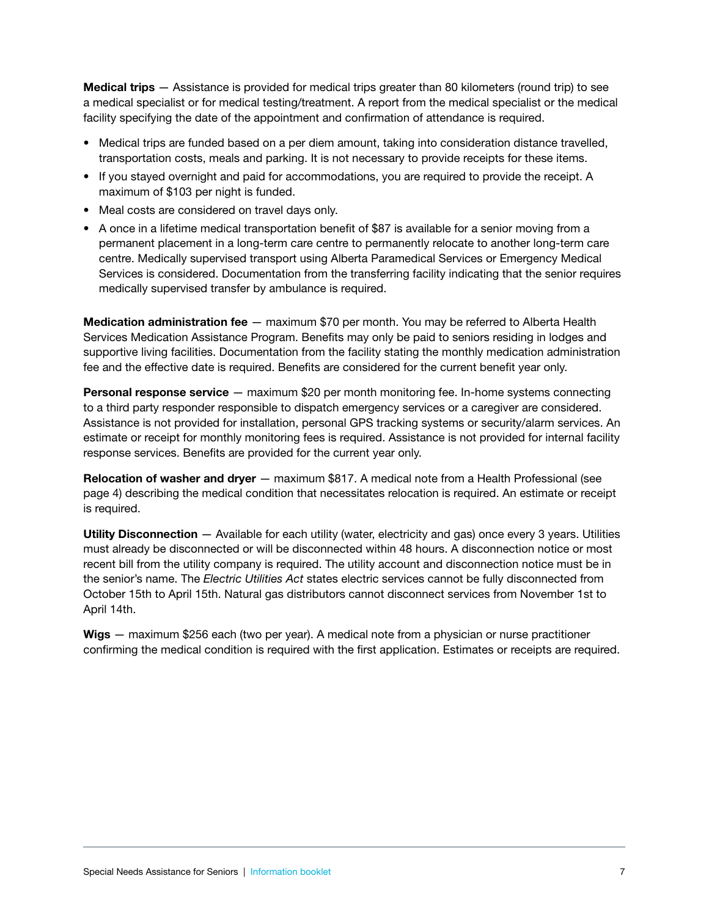**Medical trips** — Assistance is provided for medical trips greater than 80 kilometers (round trip) to see a medical specialist or for medical testing/treatment. A report from the medical specialist or the medical facility specifying the date of the appointment and confirmation of attendance is required.

- Medical trips are funded based on a per diem amount, taking into consideration distance travelled, transportation costs, meals and parking. It is not necessary to provide receipts for these items.
- If you stayed overnight and paid for accommodations, you are required to provide the receipt. A maximum of $103 per night is funded.
- Meal costs are considered on travel days only.
- A once in a lifetime medical transportation benefit of $87 is available for a senior moving from a permanent placement in a long-term care centre to permanently relocate to another long-term care centre. Medically supervised transport using Alberta Paramedical Services or Emergency Medical Services is considered. Documentation from the transferring facility indicating that the senior requires medically supervised transfer by ambulance is required.

**Medication administration fee** — maximum $70 per month. You may be referred to Alberta Health Services Medication Assistance Program. Benefits may only be paid to seniors residing in lodges and supportive living facilities. Documentation from the facility stating the monthly medication administration fee and the effective date is required. Benefits are considered for the current benefit year only.

**Personal response service** — maximum $20 per month monitoring fee. In-home systems connecting to a third party responder responsible to dispatch emergency services or a caregiver are considered. Assistance is not provided for installation, personal GPS tracking systems or security/alarm services. An estimate or receipt for monthly monitoring fees is required. Assistance is not provided for internal facility response services. Benefits are provided for the current year only.

**Relocation of washer and dryer** — maximum $817. A medical note from a Health Professional (see page 4) describing the medical condition that necessitates relocation is required. An estimate or receipt is required.

**Utility Disconnection** — Available for each utility (water, electricity and gas) once every 3 years. Utilities must already be disconnected or will be disconnected within 48 hours. A disconnection notice or most recent bill from the utility company is required. The utility account and disconnection notice must be in the senior's name. The *Electric Utilities Act* states electric services cannot be fully disconnected from October 15th to April 15th. Natural gas distributors cannot disconnect services from November 1st to April 14th.

**Wigs** — maximum $256 each (two per year). A medical note from a physician or nurse practitioner confirming the medical condition is required with the first application. Estimates or receipts are required.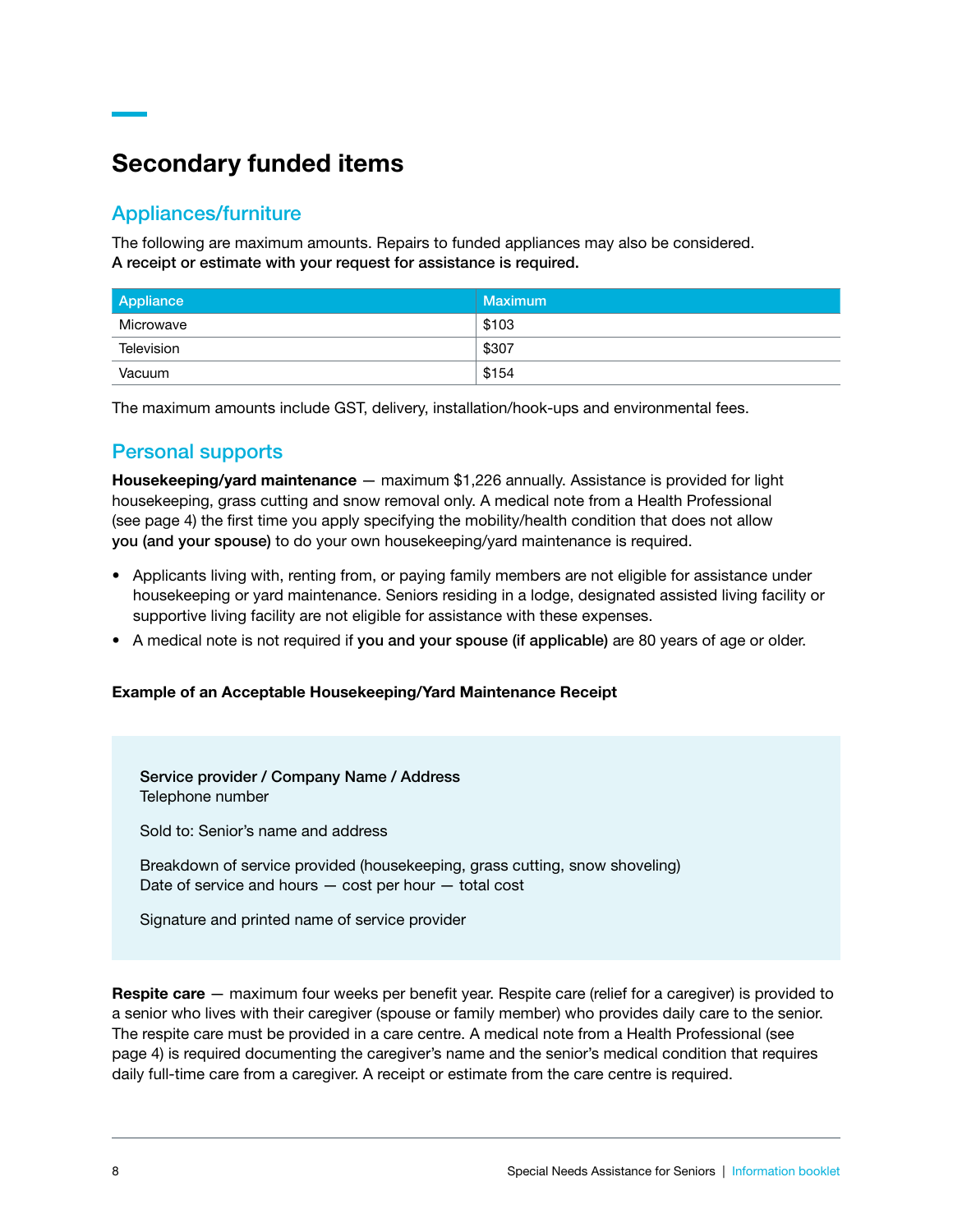## Secondary funded items

### Appliances/furniture

The following are maximum amounts. Repairs to funded appliances may also be considered.
**A receipt or estimate with your request for assistance is required.**

| Appliance | Maximum |
|---|---|
| Microwave | $103 |
| Television | $307 |
| Vacuum | $154 |

The maximum amounts include GST, delivery, installation/hook-ups and environmental fees.

### Personal supports

**Housekeeping/yard maintenance** — maximum $1,226 annually. Assistance is provided for light housekeeping, grass cutting and snow removal only. A medical note from a Health Professional (see page 4) the first time you apply specifying the mobility/health condition that does not allow **you (and your spouse)** to do your own housekeeping/yard maintenance is required.

- Applicants living with, renting from, or paying family members are not eligible for assistance under housekeeping or yard maintenance. Seniors residing in a lodge, designated assisted living facility or supportive living facility are not eligible for assistance with these expenses.
- A medical note is not required if **you and your spouse (if applicable)** are 80 years of age or older.

**Example of an Acceptable Housekeeping/Yard Maintenance Receipt**

> **Service provider / Company Name / Address**
> Telephone number
>
> Sold to: Senior's name and address
>
> Breakdown of service provided (housekeeping, grass cutting, snow shoveling)
> Date of service and hours — cost per hour — total cost
>
> Signature and printed name of service provider

**Respite care** — maximum four weeks per benefit year. Respite care (relief for a caregiver) is provided to a senior who lives with their caregiver (spouse or family member) who provides daily care to the senior. The respite care must be provided in a care centre. A medical note from a Health Professional (see page 4) is required documenting the caregiver's name and the senior's medical condition that requires daily full-time care from a caregiver. A receipt or estimate from the care centre is required.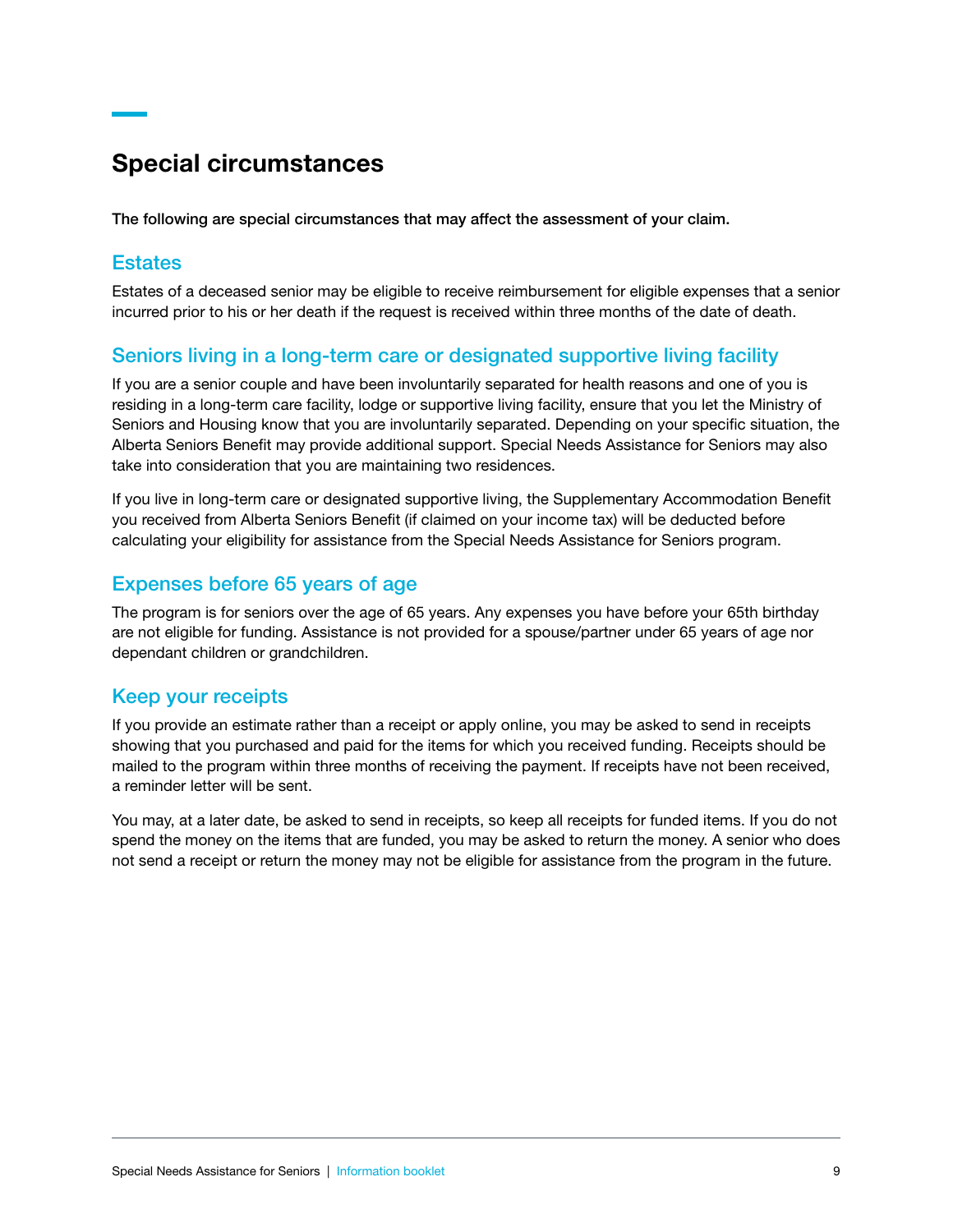## Special circumstances

**The following are special circumstances that may affect the assessment of your claim.**

### Estates

Estates of a deceased senior may be eligible to receive reimbursement for eligible expenses that a senior incurred prior to his or her death if the request is received within three months of the date of death.

### Seniors living in a long-term care or designated supportive living facility

If you are a senior couple and have been involuntarily separated for health reasons and one of you is residing in a long-term care facility, lodge or supportive living facility, ensure that you let the Ministry of Seniors and Housing know that you are involuntarily separated. Depending on your specific situation, the Alberta Seniors Benefit may provide additional support. Special Needs Assistance for Seniors may also take into consideration that you are maintaining two residences.

If you live in long-term care or designated supportive living, the Supplementary Accommodation Benefit you received from Alberta Seniors Benefit (if claimed on your income tax) will be deducted before calculating your eligibility for assistance from the Special Needs Assistance for Seniors program.

### Expenses before 65 years of age

The program is for seniors over the age of 65 years. Any expenses you have before your 65th birthday are not eligible for funding. Assistance is not provided for a spouse/partner under 65 years of age nor dependant children or grandchildren.

### Keep your receipts

If you provide an estimate rather than a receipt or apply online, you may be asked to send in receipts showing that you purchased and paid for the items for which you received funding. Receipts should be mailed to the program within three months of receiving the payment. If receipts have not been received, a reminder letter will be sent.

You may, at a later date, be asked to send in receipts, so keep all receipts for funded items. If you do not spend the money on the items that are funded, you may be asked to return the money. A senior who does not send a receipt or return the money may not be eligible for assistance from the program in the future.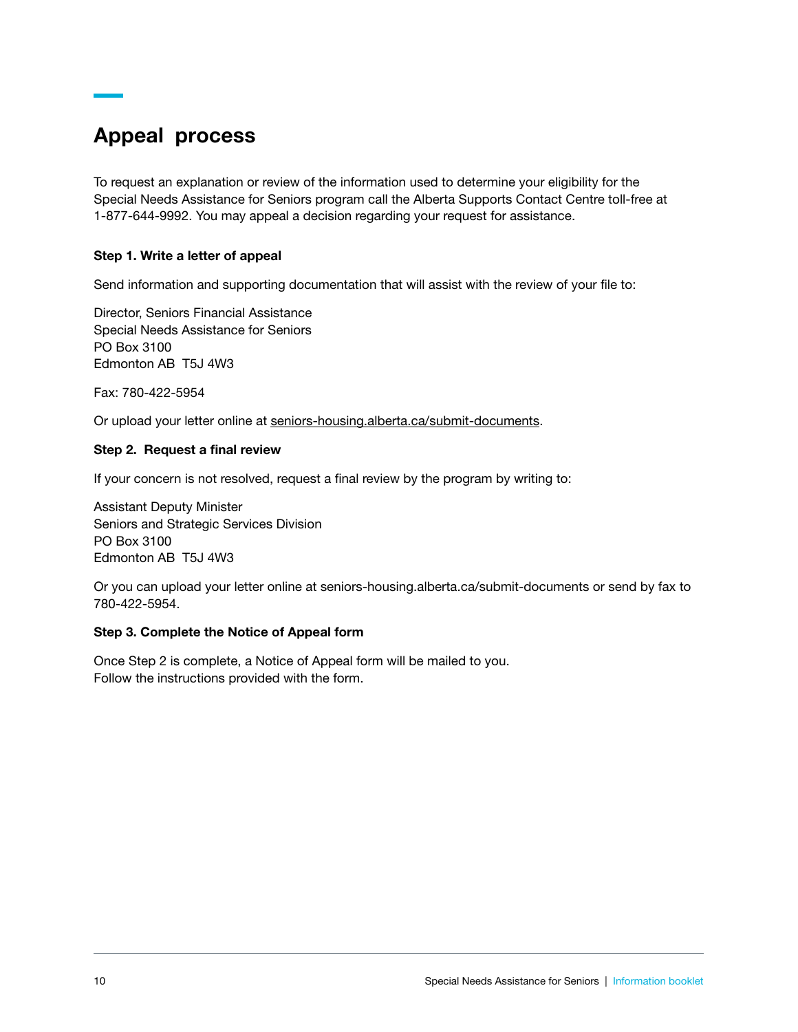## Appeal process

To request an explanation or review of the information used to determine your eligibility for the Special Needs Assistance for Seniors program call the Alberta Supports Contact Centre toll-free at 1-877-644-9992. You may appeal a decision regarding your request for assistance.

**Step 1. Write a letter of appeal**

Send information and supporting documentation that will assist with the review of your file to:

Director, Seniors Financial Assistance
Special Needs Assistance for Seniors
PO Box 3100
Edmonton AB T5J 4W3

Fax: 780-422-5954

Or upload your letter online at seniors-housing.alberta.ca/submit-documents.

**Step 2. Request a final review**

If your concern is not resolved, request a final review by the program by writing to:

Assistant Deputy Minister
Seniors and Strategic Services Division
PO Box 3100
Edmonton AB T5J 4W3

Or you can upload your letter online at seniors-housing.alberta.ca/submit-documents or send by fax to 780-422-5954.

**Step 3. Complete the Notice of Appeal form**

Once Step 2 is complete, a Notice of Appeal form will be mailed to you.
Follow the instructions provided with the form.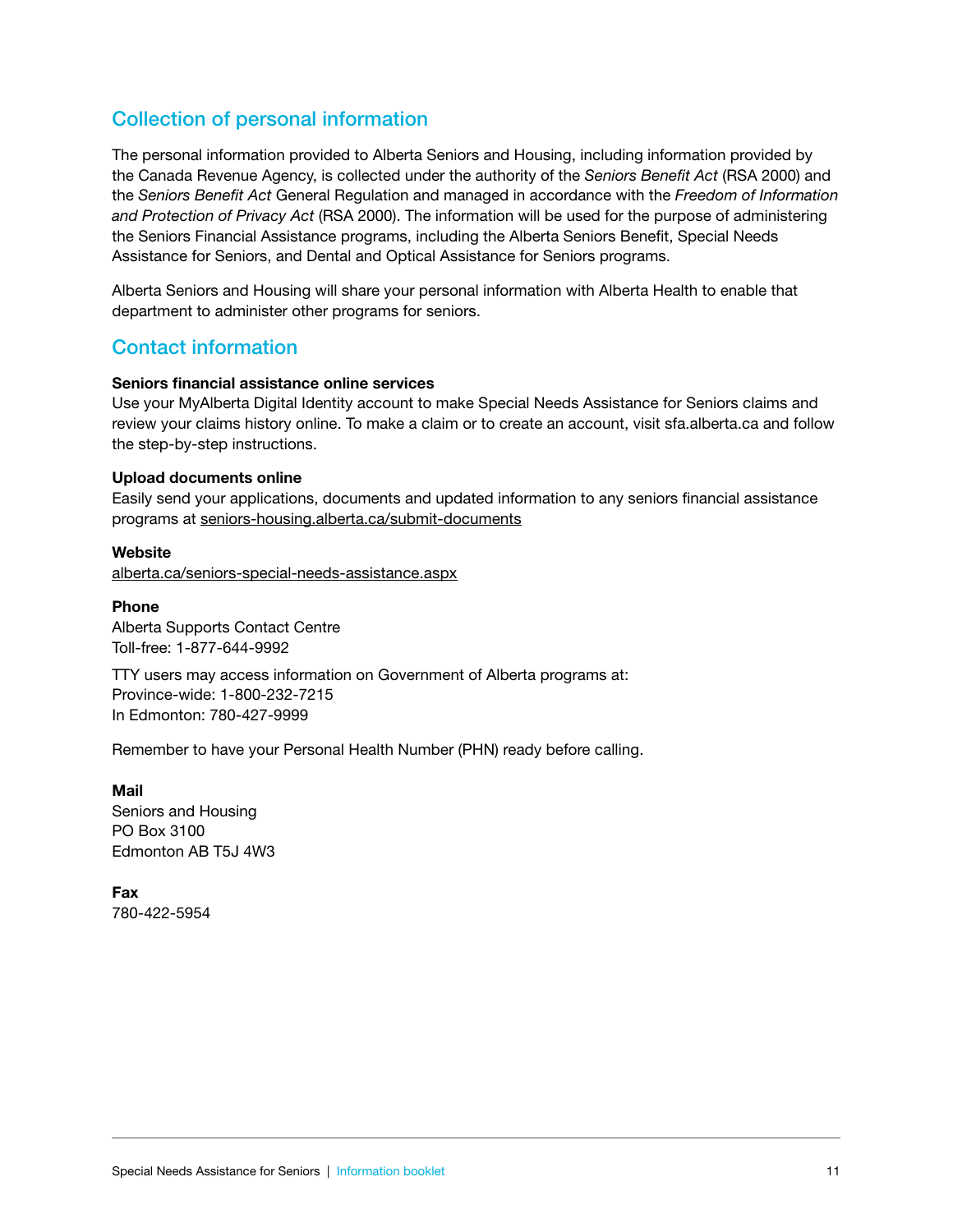## Collection of personal information

The personal information provided to Alberta Seniors and Housing, including information provided by the Canada Revenue Agency, is collected under the authority of the *Seniors Benefit Act* (RSA 2000) and the *Seniors Benefit Act* General Regulation and managed in accordance with the *Freedom of Information and Protection of Privacy Act* (RSA 2000). The information will be used for the purpose of administering the Seniors Financial Assistance programs, including the Alberta Seniors Benefit, Special Needs Assistance for Seniors, and Dental and Optical Assistance for Seniors programs.

Alberta Seniors and Housing will share your personal information with Alberta Health to enable that department to administer other programs for seniors.

## Contact information

**Seniors financial assistance online services**
Use your MyAlberta Digital Identity account to make Special Needs Assistance for Seniors claims and review your claims history online. To make a claim or to create an account, visit sfa.alberta.ca and follow the step-by-step instructions.

**Upload documents online**
Easily send your applications, documents and updated information to any seniors financial assistance programs at seniors-housing.alberta.ca/submit-documents

**Website**
alberta.ca/seniors-special-needs-assistance.aspx

**Phone**
Alberta Supports Contact Centre
Toll-free: 1-877-644-9992

TTY users may access information on Government of Alberta programs at:
Province-wide: 1-800-232-7215
In Edmonton: 780-427-9999

Remember to have your Personal Health Number (PHN) ready before calling.

**Mail**
Seniors and Housing
PO Box 3100
Edmonton AB T5J 4W3

**Fax**
780-422-5954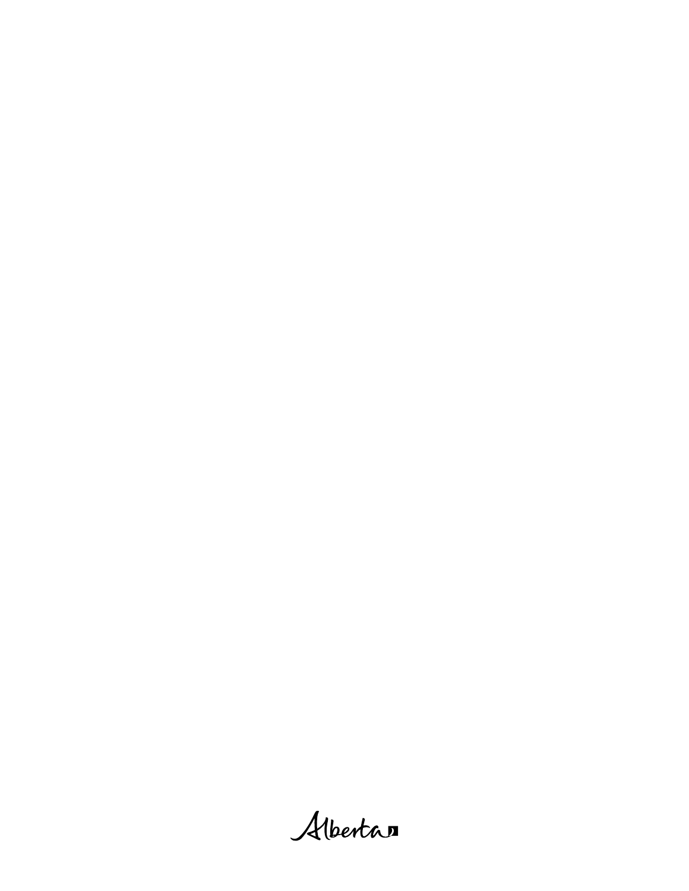Alberta